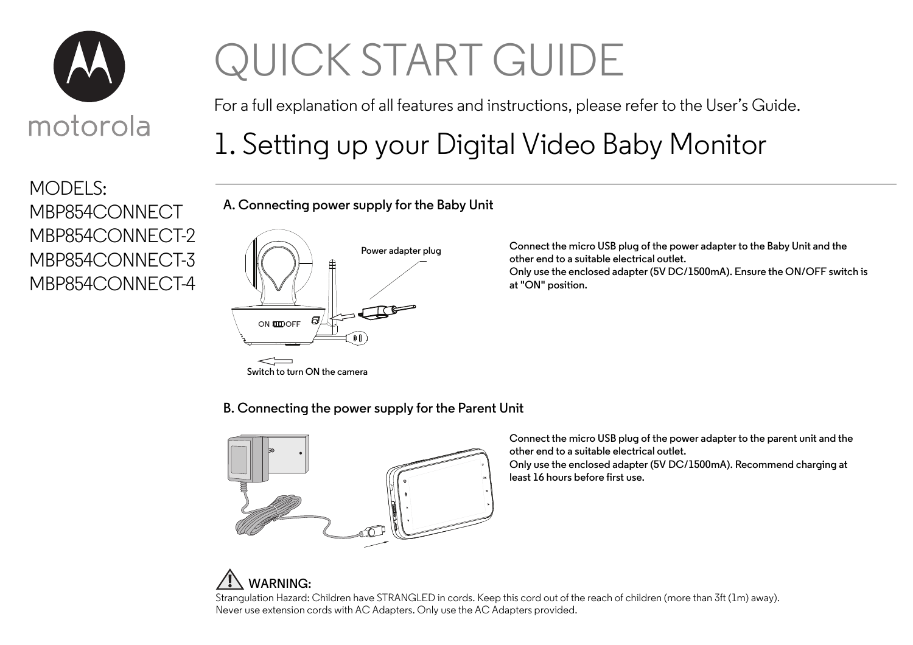motorola

# QUICK START GUIDE

For a full explanation of all features and instructions, please refer to the User's Guide.

MODELS:
MBP854CONNECT
MBP854CONNECT-2
MBP854CONNECT-3
MBP854CONNECT-4

## 1. Setting up your Digital Video Baby Monitor

### A. Connecting power supply for the Baby Unit

Power adapter plug

Switch to turn ON the camera

**Connect the micro USB plug of the power adapter to the Baby Unit and the other end to a suitable electrical outlet.**
**Only use the enclosed adapter (5V DC/1500mA). Ensure the ON/OFF switch is at "ON" position.**

### B. Connecting the power supply for the Parent Unit

**Connect the micro USB plug of the power adapter to the parent unit and the other end to a suitable electrical outlet.**
**Only use the enclosed adapter (5V DC/1500mA). Recommend charging at least 16 hours before first use.**

**WARNING:**

Strangulation Hazard: Children have STRANGLED in cords. Keep this cord out of the reach of children (more than 3ft (1m) away).
Never use extension cords with AC Adapters. Only use the AC Adapters provided.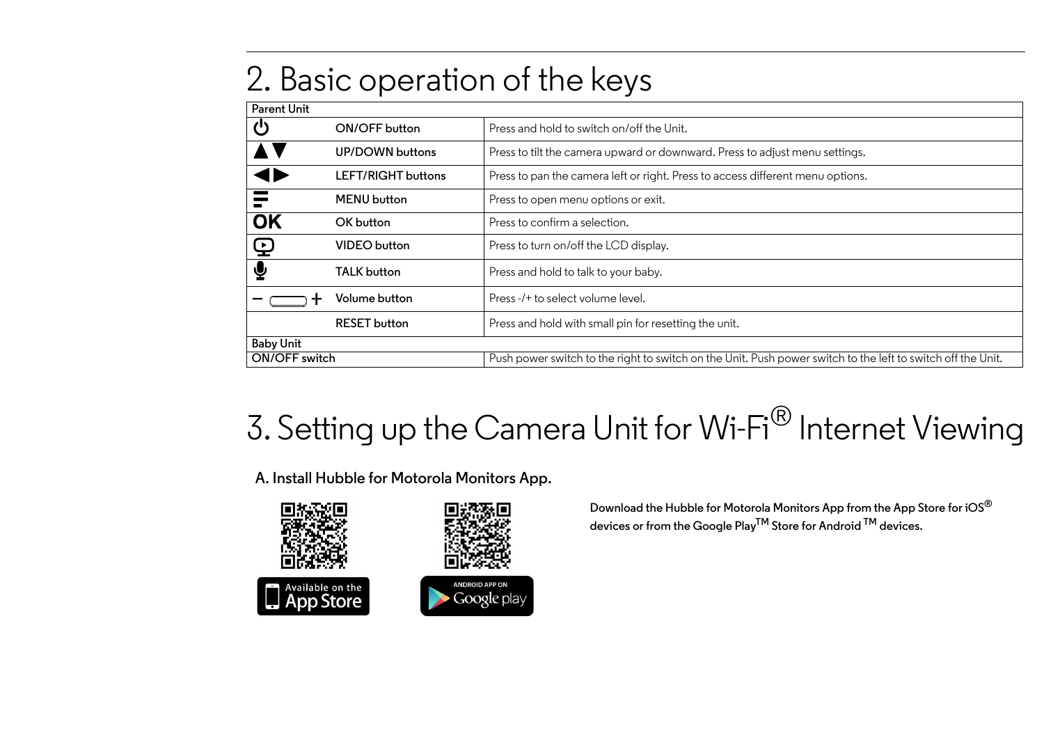# 2. Basic operation of the keys

| Parent Unit | | |
|---|---|---|
| ⏻ | ON/OFF button | Press and hold to switch on/off the Unit. |
| ▲▼ | UP/DOWN buttons | Press to tilt the camera upward or downward. Press to adjust menu settings. |
| ◀▶ | LEFT/RIGHT buttons | Press to pan the camera left or right. Press to access different menu options. |
| | MENU button | Press to open menu options or exit. |
| OK | OK button | Press to confirm a selection. |
| | VIDEO button | Press to turn on/off the LCD display. |
| | TALK button | Press and hold to talk to your baby. |
| − + | Volume button | Press -/+ to select volume level. |
| | RESET button | Press and hold with small pin for resetting the unit. |
| **Baby Unit** | | |
| ON/OFF switch | | Push power switch to the right to switch on the Unit. Push power switch to the left to switch off the Unit. |

# 3. Setting up the Camera Unit for Wi-Fi® Internet Viewing

### A. Install Hubble for Motorola Monitors App.

Available on the App Store

ANDROID APP ON Google play

Download the Hubble for Motorola Monitors App from the App Store for iOS® devices or from the Google Play™ Store for Android ™ devices.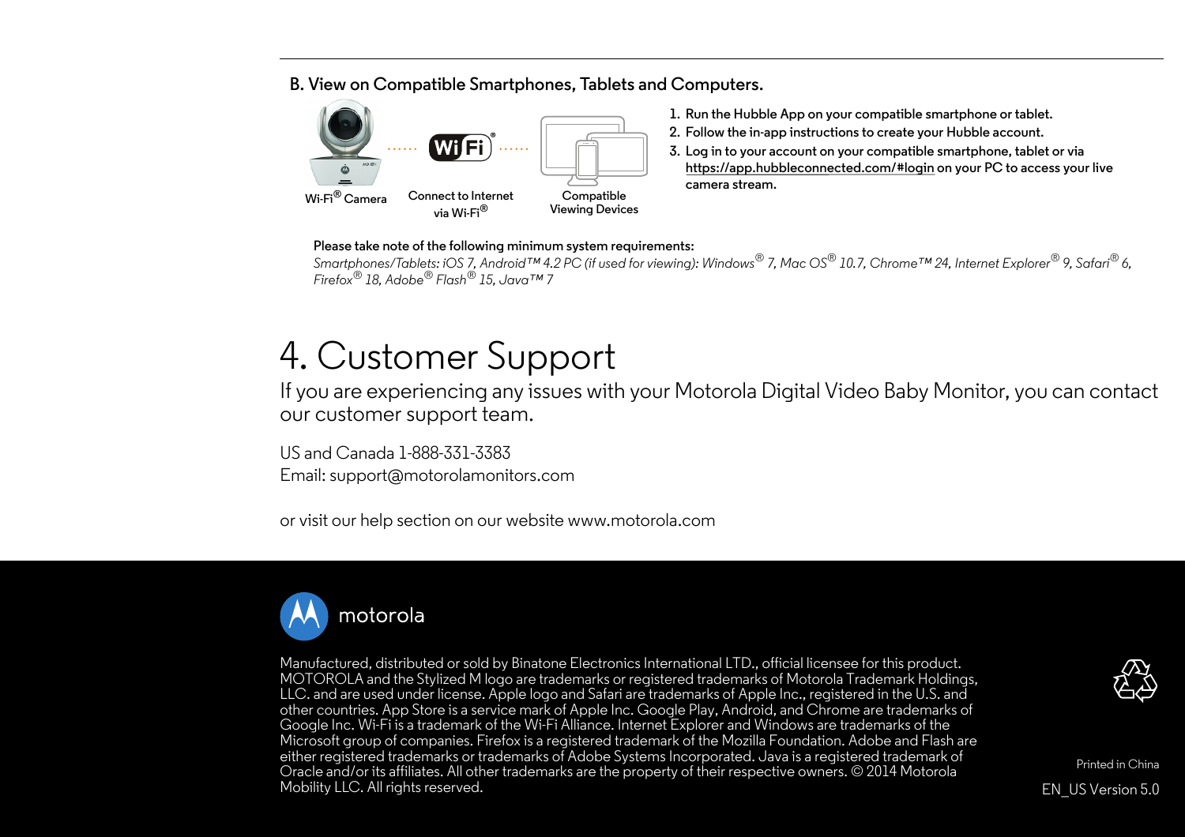## B. View on Compatible Smartphones, Tablets and Computers.

Wi-Fi® Camera

Connect to Internet via Wi-Fi®

Compatible Viewing Devices

1. Run the Hubble App on your compatible smartphone or tablet.
2. Follow the in-app instructions to create your Hubble account.
3. Log in to your account on your compatible smartphone, tablet or via https://app.hubbleconnected.com/#login on your PC to access your live camera stream.

Please take note of the following minimum system requirements:
*Smartphones/Tablets: iOS 7, Android™ 4.2 PC (if used for viewing): Windows® 7, Mac OS® 10.7, Chrome™ 24, Internet Explorer® 9, Safari® 6, Firefox® 18, Adobe® Flash® 15, Java™ 7*

# 4. Customer Support

If you are experiencing any issues with your Motorola Digital Video Baby Monitor, you can contact our customer support team.

US and Canada 1-888-331-3383
Email: support@motorolamonitors.com

or visit our help section on our website www.motorola.com

motorola

Manufactured, distributed or sold by Binatone Electronics International LTD., official licensee for this product. MOTOROLA and the Stylized M logo are trademarks or registered trademarks of Motorola Trademark Holdings, LLC. and are used under license. Apple logo and Safari are trademarks of Apple Inc., registered in the U.S. and other countries. App Store is a service mark of Apple Inc. Google Play, Android, and Chrome are trademarks of Google Inc. Wi-Fi is a trademark of the Wi-Fi Alliance. Internet Explorer and Windows are trademarks of the Microsoft group of companies. Firefox is a registered trademark of the Mozilla Foundation. Adobe and Flash are either registered trademarks or trademarks of Adobe Systems Incorporated. Java is a registered trademark of Oracle and/or its affiliates. All other trademarks are the property of their respective owners. © 2014 Motorola Mobility LLC. All rights reserved.

Printed in China

EN_US Version 5.0